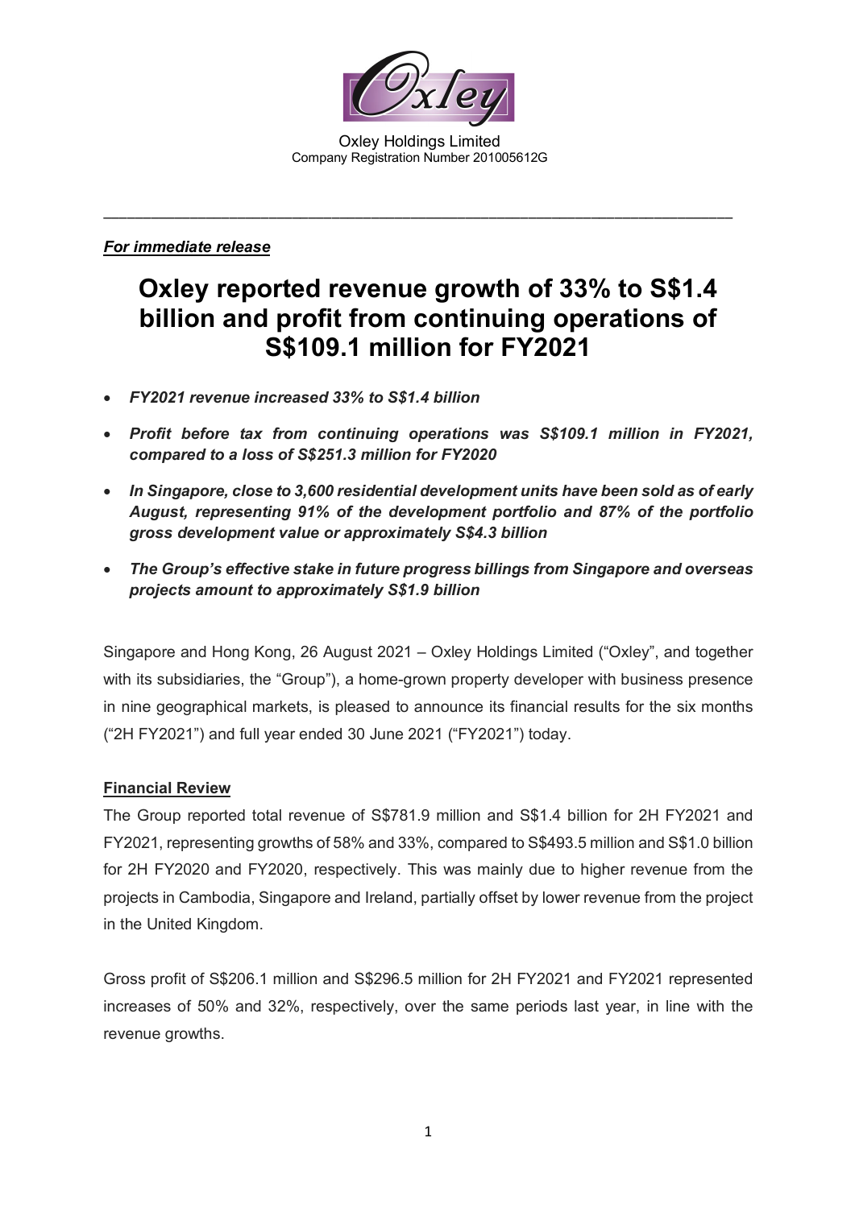Oxley Holdings Limited
Company Registration Number 201005612G

---

***For immediate release***

# Oxley reported revenue growth of 33% to S$1.4 billion and profit from continuing operations of S$109.1 million for FY2021

- ***FY2021 revenue increased 33% to S$1.4 billion***
- ***Profit before tax from continuing operations was S$109.1 million in FY2021, compared to a loss of S$251.3 million for FY2020***
- ***In Singapore, close to 3,600 residential development units have been sold as of early August, representing 91% of the development portfolio and 87% of the portfolio gross development value or approximately S$4.3 billion***
- ***The Group's effective stake in future progress billings from Singapore and overseas projects amount to approximately S$1.9 billion***

Singapore and Hong Kong, 26 August 2021 – Oxley Holdings Limited ("Oxley", and together with its subsidiaries, the "Group"), a home-grown property developer with business presence in nine geographical markets, is pleased to announce its financial results for the six months ("2H FY2021") and full year ended 30 June 2021 ("FY2021") today.

## Financial Review

The Group reported total revenue of S$781.9 million and S$1.4 billion for 2H FY2021 and FY2021, representing growths of 58% and 33%, compared to S$493.5 million and S$1.0 billion for 2H FY2020 and FY2020, respectively. This was mainly due to higher revenue from the projects in Cambodia, Singapore and Ireland, partially offset by lower revenue from the project in the United Kingdom.

Gross profit of S$206.1 million and S$296.5 million for 2H FY2021 and FY2021 represented increases of 50% and 32%, respectively, over the same periods last year, in line with the revenue growths.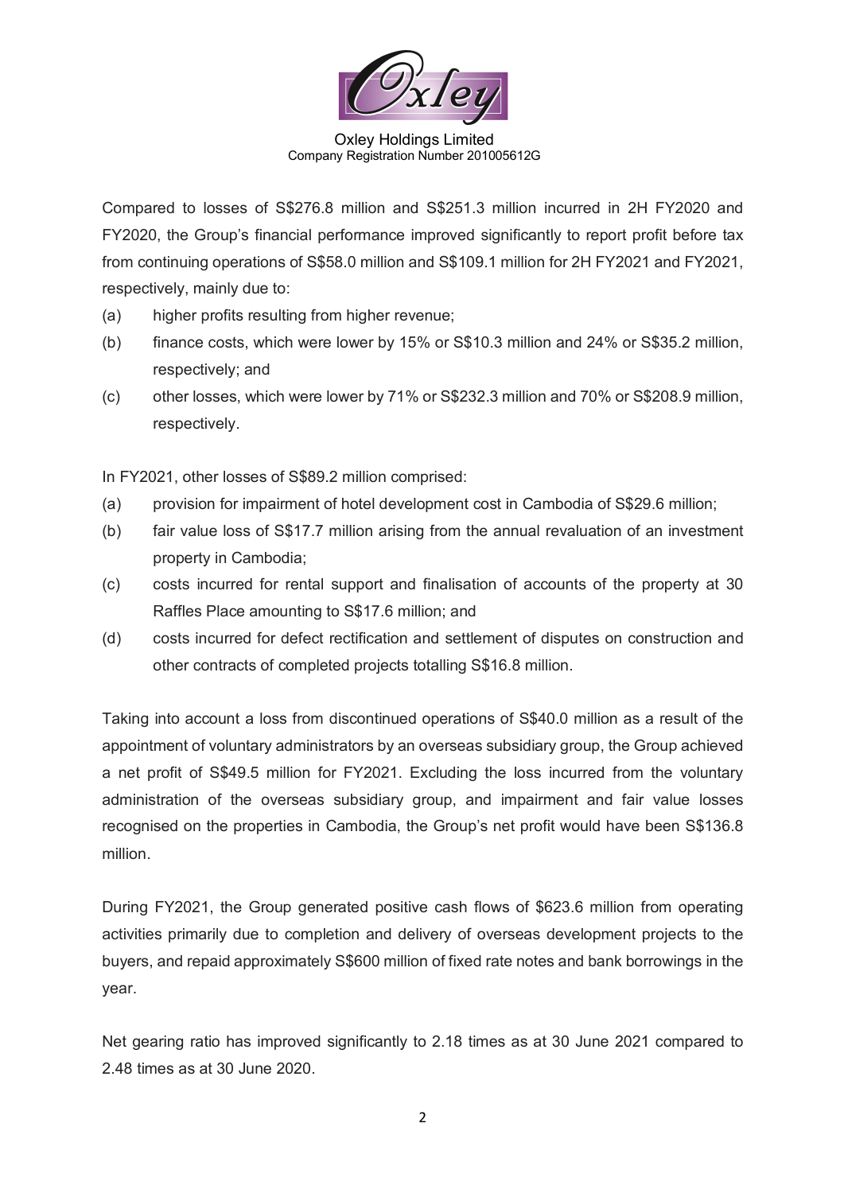Compared to losses of S$276.8 million and S$251.3 million incurred in 2H FY2020 and FY2020, the Group's financial performance improved significantly to report profit before tax from continuing operations of S$58.0 million and S$109.1 million for 2H FY2021 and FY2021, respectively, mainly due to:

(a) higher profits resulting from higher revenue;

(b) finance costs, which were lower by 15% or S$10.3 million and 24% or S$35.2 million, respectively; and

(c) other losses, which were lower by 71% or S$232.3 million and 70% or S$208.9 million, respectively.

In FY2021, other losses of S$89.2 million comprised:

(a) provision for impairment of hotel development cost in Cambodia of S$29.6 million;

(b) fair value loss of S$17.7 million arising from the annual revaluation of an investment property in Cambodia;

(c) costs incurred for rental support and finalisation of accounts of the property at 30 Raffles Place amounting to S$17.6 million; and

(d) costs incurred for defect rectification and settlement of disputes on construction and other contracts of completed projects totalling S$16.8 million.

Taking into account a loss from discontinued operations of S$40.0 million as a result of the appointment of voluntary administrators by an overseas subsidiary group, the Group achieved a net profit of S$49.5 million for FY2021. Excluding the loss incurred from the voluntary administration of the overseas subsidiary group, and impairment and fair value losses recognised on the properties in Cambodia, the Group's net profit would have been S$136.8 million.

During FY2021, the Group generated positive cash flows of $623.6 million from operating activities primarily due to completion and delivery of overseas development projects to the buyers, and repaid approximately S$600 million of fixed rate notes and bank borrowings in the year.

Net gearing ratio has improved significantly to 2.18 times as at 30 June 2021 compared to 2.48 times as at 30 June 2020.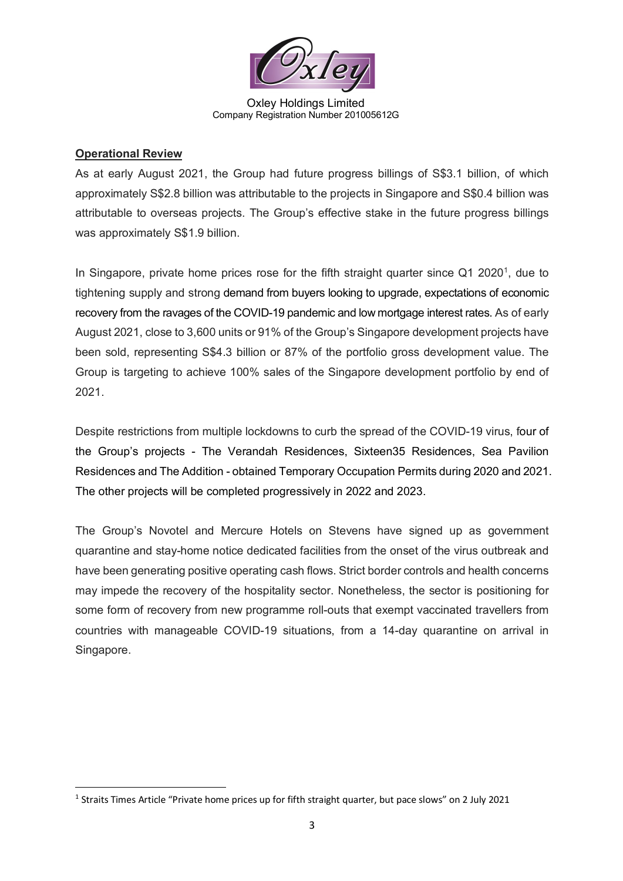## **Operational Review**

As at early August 2021, the Group had future progress billings of S$3.1 billion, of which approximately S$2.8 billion was attributable to the projects in Singapore and S$0.4 billion was attributable to overseas projects. The Group's effective stake in the future progress billings was approximately S$1.9 billion.

In Singapore, private home prices rose for the fifth straight quarter since Q1 2020[1], due to tightening supply and strong demand from buyers looking to upgrade, expectations of economic recovery from the ravages of the COVID-19 pandemic and low mortgage interest rates. As of early August 2021, close to 3,600 units or 91% of the Group's Singapore development projects have been sold, representing S$4.3 billion or 87% of the portfolio gross development value. The Group is targeting to achieve 100% sales of the Singapore development portfolio by end of 2021.

Despite restrictions from multiple lockdowns to curb the spread of the COVID-19 virus, four of the Group's projects - The Verandah Residences, Sixteen35 Residences, Sea Pavilion Residences and The Addition - obtained Temporary Occupation Permits during 2020 and 2021. The other projects will be completed progressively in 2022 and 2023.

The Group's Novotel and Mercure Hotels on Stevens have signed up as government quarantine and stay-home notice dedicated facilities from the onset of the virus outbreak and have been generating positive operating cash flows. Strict border controls and health concerns may impede the recovery of the hospitality sector. Nonetheless, the sector is positioning for some form of recovery from new programme roll-outs that exempt vaccinated travellers from countries with manageable COVID-19 situations, from a 14-day quarantine on arrival in Singapore.

[1] Straits Times Article "Private home prices up for fifth straight quarter, but pace slows" on 2 July 2021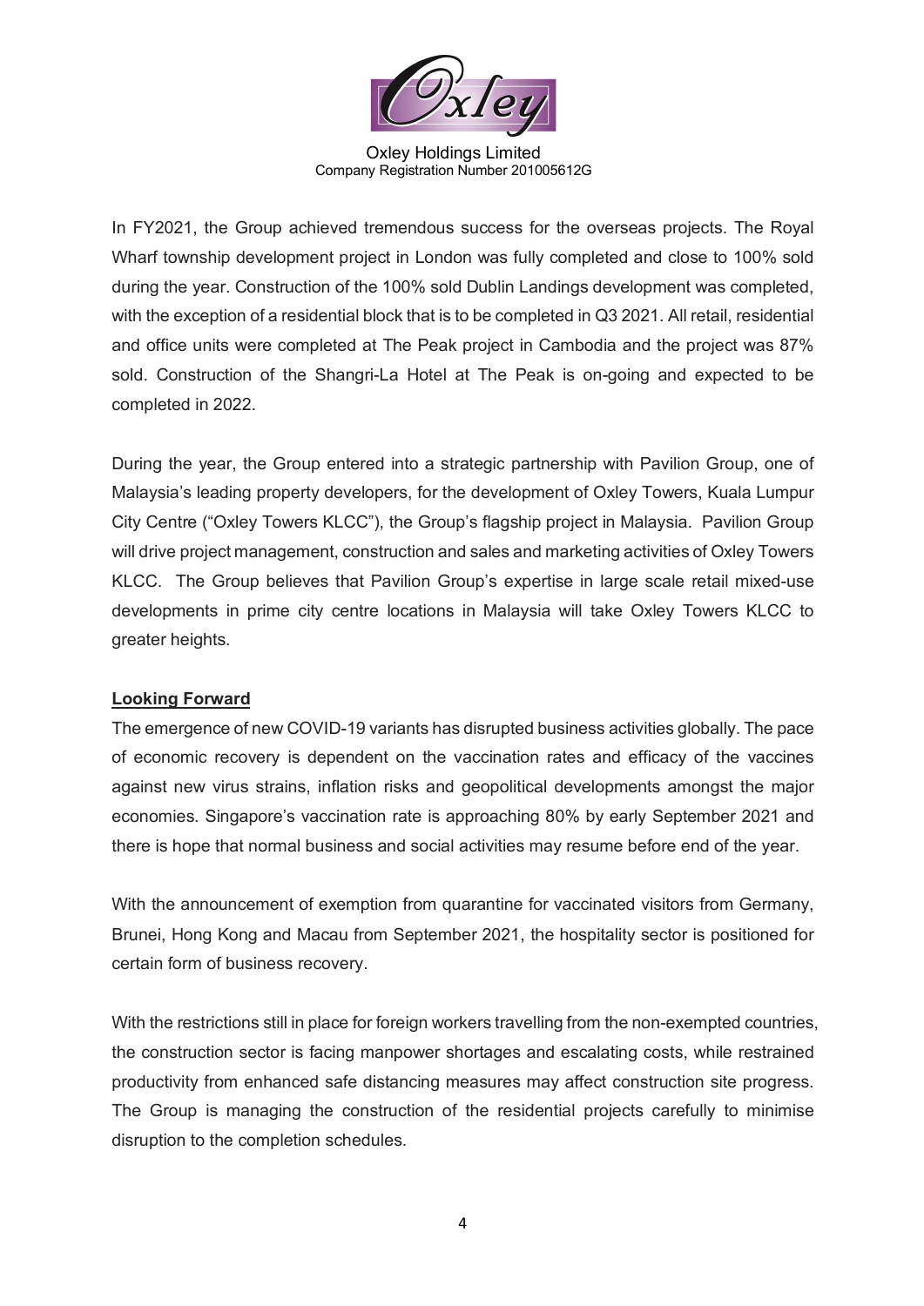In FY2021, the Group achieved tremendous success for the overseas projects. The Royal Wharf township development project in London was fully completed and close to 100% sold during the year. Construction of the 100% sold Dublin Landings development was completed, with the exception of a residential block that is to be completed in Q3 2021. All retail, residential and office units were completed at The Peak project in Cambodia and the project was 87% sold. Construction of the Shangri-La Hotel at The Peak is on-going and expected to be completed in 2022.

During the year, the Group entered into a strategic partnership with Pavilion Group, one of Malaysia's leading property developers, for the development of Oxley Towers, Kuala Lumpur City Centre ("Oxley Towers KLCC"), the Group's flagship project in Malaysia. Pavilion Group will drive project management, construction and sales and marketing activities of Oxley Towers KLCC. The Group believes that Pavilion Group's expertise in large scale retail mixed-use developments in prime city centre locations in Malaysia will take Oxley Towers KLCC to greater heights.

**Looking Forward**

The emergence of new COVID-19 variants has disrupted business activities globally. The pace of economic recovery is dependent on the vaccination rates and efficacy of the vaccines against new virus strains, inflation risks and geopolitical developments amongst the major economies. Singapore's vaccination rate is approaching 80% by early September 2021 and there is hope that normal business and social activities may resume before end of the year.

With the announcement of exemption from quarantine for vaccinated visitors from Germany, Brunei, Hong Kong and Macau from September 2021, the hospitality sector is positioned for certain form of business recovery.

With the restrictions still in place for foreign workers travelling from the non-exempted countries, the construction sector is facing manpower shortages and escalating costs, while restrained productivity from enhanced safe distancing measures may affect construction site progress. The Group is managing the construction of the residential projects carefully to minimise disruption to the completion schedules.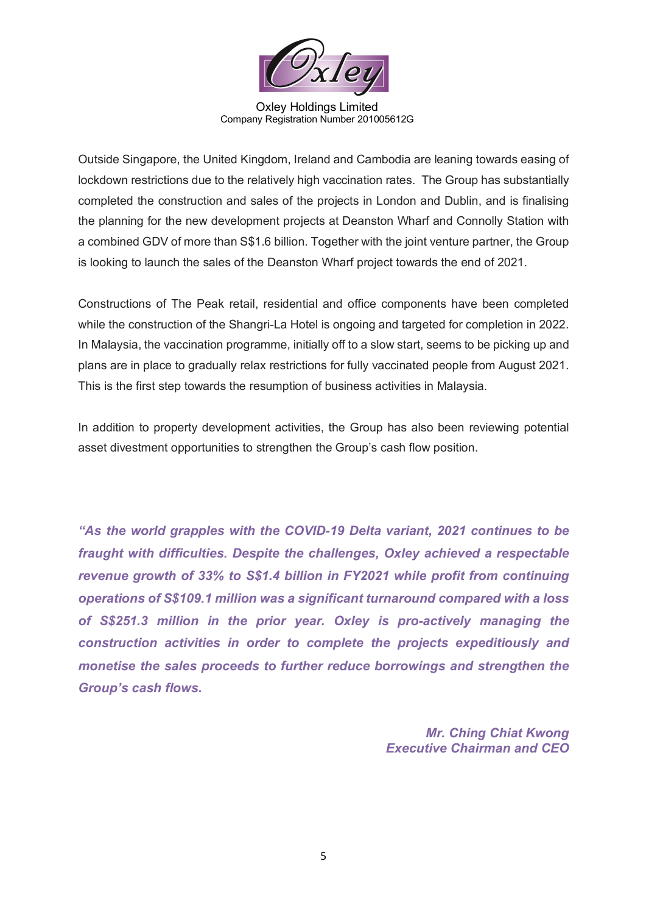Outside Singapore, the United Kingdom, Ireland and Cambodia are leaning towards easing of lockdown restrictions due to the relatively high vaccination rates. The Group has substantially completed the construction and sales of the projects in London and Dublin, and is finalising the planning for the new development projects at Deanston Wharf and Connolly Station with a combined GDV of more than S$1.6 billion. Together with the joint venture partner, the Group is looking to launch the sales of the Deanston Wharf project towards the end of 2021.

Constructions of The Peak retail, residential and office components have been completed while the construction of the Shangri-La Hotel is ongoing and targeted for completion in 2022. In Malaysia, the vaccination programme, initially off to a slow start, seems to be picking up and plans are in place to gradually relax restrictions for fully vaccinated people from August 2021. This is the first step towards the resumption of business activities in Malaysia.

In addition to property development activities, the Group has also been reviewing potential asset divestment opportunities to strengthen the Group's cash flow position.

***"As the world grapples with the COVID-19 Delta variant, 2021 continues to be fraught with difficulties. Despite the challenges, Oxley achieved a respectable revenue growth of 33% to S$1.4 billion in FY2021 while profit from continuing operations of S$109.1 million was a significant turnaround compared with a loss of S$251.3 million in the prior year. Oxley is pro-actively managing the construction activities in order to complete the projects expeditiously and monetise the sales proceeds to further reduce borrowings and strengthen the Group's cash flows.***

***Mr. Ching Chiat Kwong***
***Executive Chairman and CEO***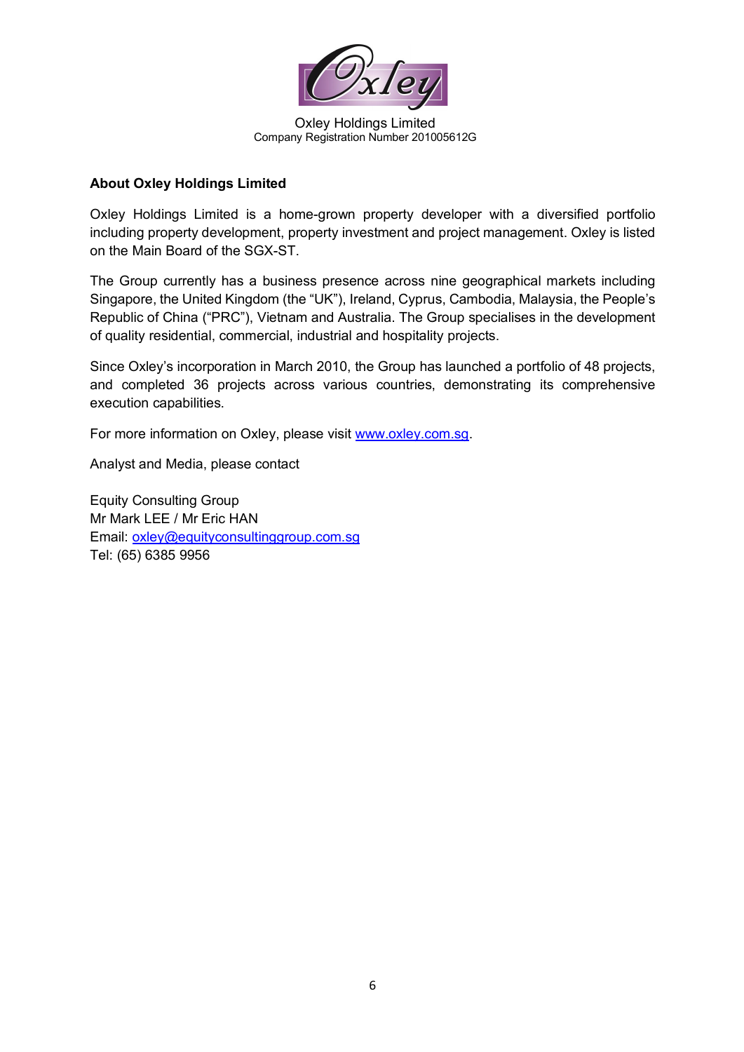Oxley Holdings Limited
Company Registration Number 201005612G

**About Oxley Holdings Limited**

Oxley Holdings Limited is a home-grown property developer with a diversified portfolio including property development, property investment and project management. Oxley is listed on the Main Board of the SGX-ST.

The Group currently has a business presence across nine geographical markets including Singapore, the United Kingdom (the "UK"), Ireland, Cyprus, Cambodia, Malaysia, the People's Republic of China ("PRC"), Vietnam and Australia. The Group specialises in the development of quality residential, commercial, industrial and hospitality projects.

Since Oxley's incorporation in March 2010, the Group has launched a portfolio of 48 projects, and completed 36 projects across various countries, demonstrating its comprehensive execution capabilities.

For more information on Oxley, please visit www.oxley.com.sg.

Analyst and Media, please contact

Equity Consulting Group
Mr Mark LEE / Mr Eric HAN
Email: oxley@equityconsultinggroup.com.sg
Tel: (65) 6385 9956